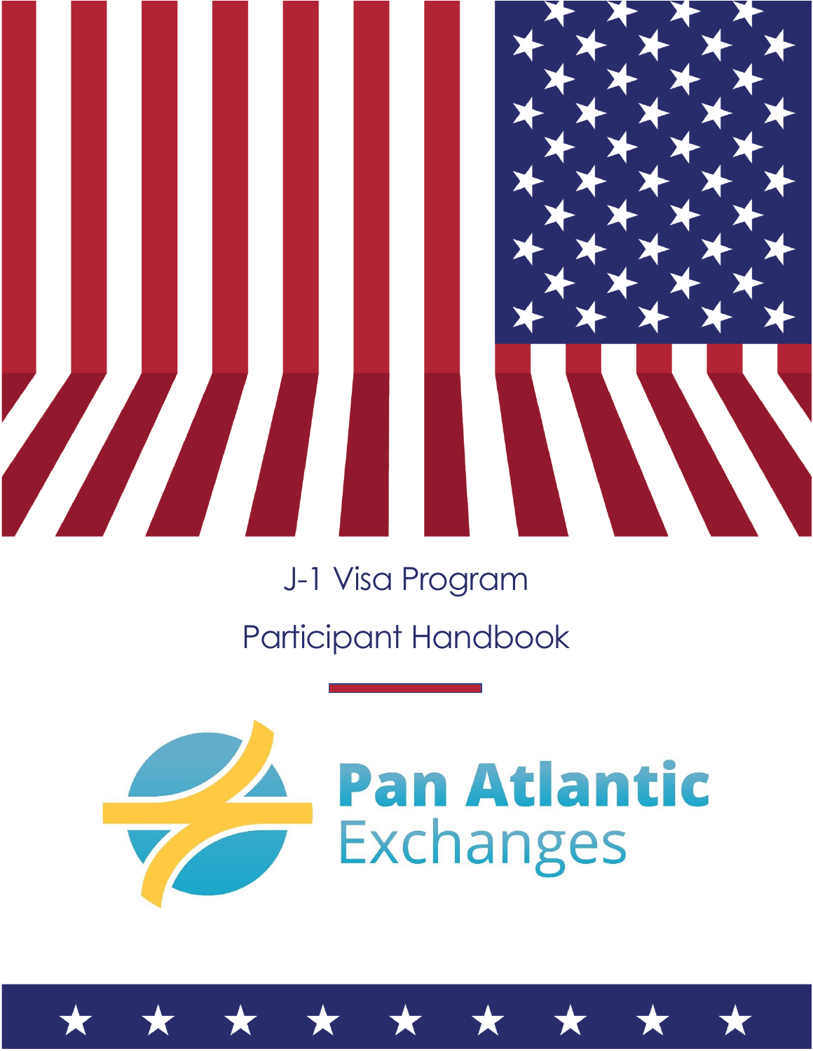# J-1 Visa Program

# Participant Handbook

Pan Atlantic Exchanges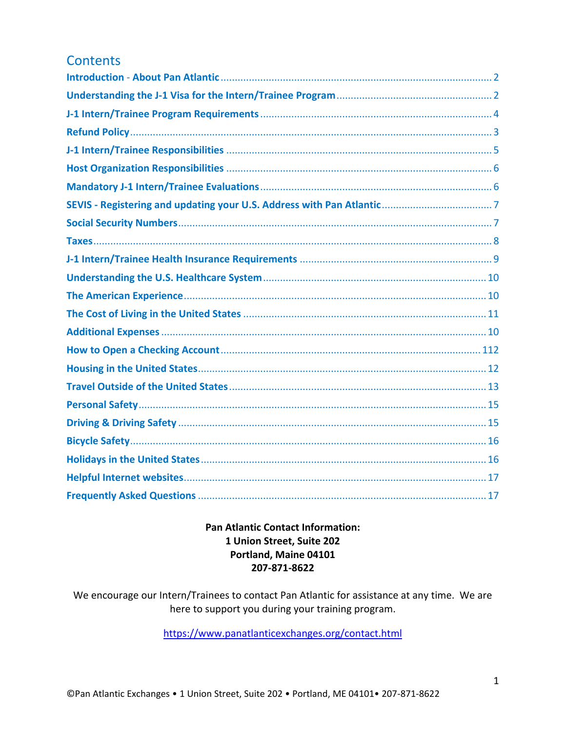## Contents

| | |
|---|---|
| Introduction - About Pan Atlantic | 2 |
| Understanding the J-1 Visa for the Intern/Trainee Program | 2 |
| J-1 Intern/Trainee Program Requirements | 4 |
| Refund Policy | 3 |
| J-1 Intern/Trainee Responsibilities | 5 |
| Host Organization Responsibilities | 6 |
| Mandatory J-1 Intern/Trainee Evaluations | 6 |
| SEVIS - Registering and updating your U.S. Address with Pan Atlantic | 7 |
| Social Security Numbers | 7 |
| Taxes | 8 |
| J-1 Intern/Trainee Health Insurance Requirements | 9 |
| Understanding the U.S. Healthcare System | 10 |
| The American Experience | 10 |
| The Cost of Living in the United States | 11 |
| Additional Expenses | 10 |
| How to Open a Checking Account | 112 |
| Housing in the United States | 12 |
| Travel Outside of the United States | 13 |
| Personal Safety | 15 |
| Driving & Driving Safety | 15 |
| Bicycle Safety | 16 |
| Holidays in the United States | 16 |
| Helpful Internet websites | 17 |
| Frequently Asked Questions | 17 |

**Pan Atlantic Contact Information:**
**1 Union Street, Suite 202**
**Portland, Maine 04101**
**207-871-8622**

We encourage our Intern/Trainees to contact Pan Atlantic for assistance at any time. We are here to support you during your training program.

https://www.panatlanticexchanges.org/contact.html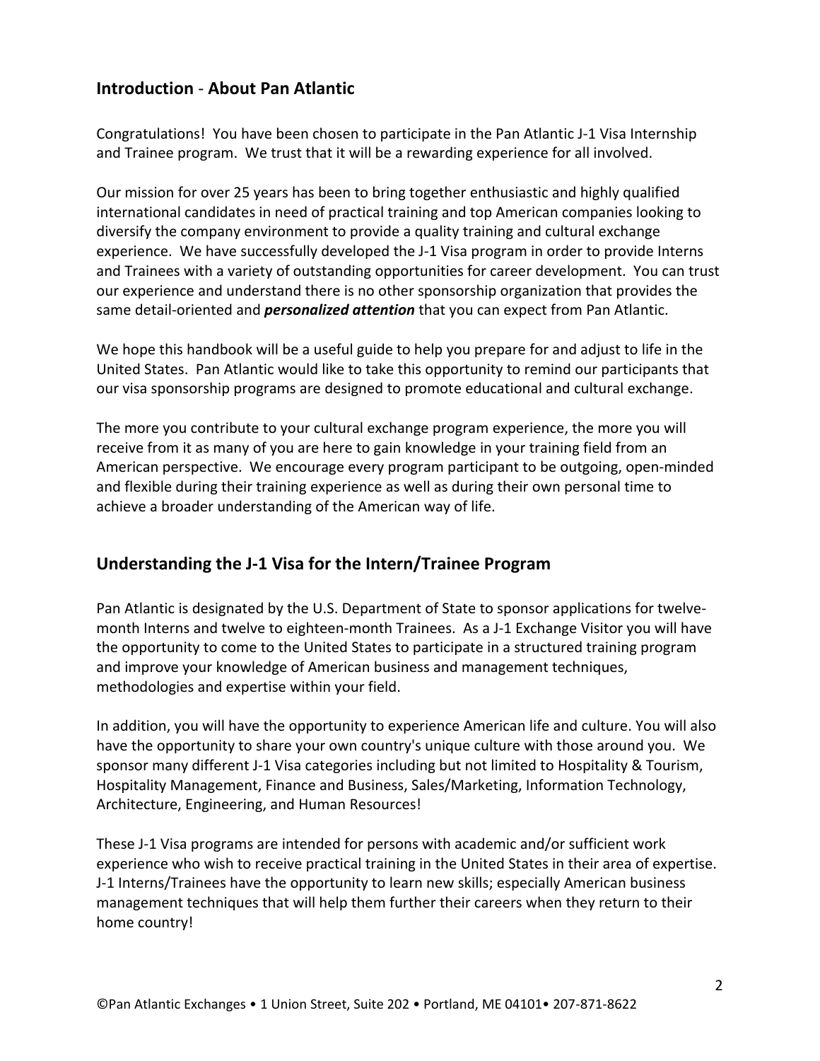## **Introduction** - **About Pan Atlantic**

Congratulations! You have been chosen to participate in the Pan Atlantic J-1 Visa Internship and Trainee program. We trust that it will be a rewarding experience for all involved.

Our mission for over 25 years has been to bring together enthusiastic and highly qualified international candidates in need of practical training and top American companies looking to diversify the company environment to provide a quality training and cultural exchange experience. We have successfully developed the J-1 Visa program in order to provide Interns and Trainees with a variety of outstanding opportunities for career development. You can trust our experience and understand there is no other sponsorship organization that provides the same detail-oriented and ***personalized attention*** that you can expect from Pan Atlantic.

We hope this handbook will be a useful guide to help you prepare for and adjust to life in the United States. Pan Atlantic would like to take this opportunity to remind our participants that our visa sponsorship programs are designed to promote educational and cultural exchange.

The more you contribute to your cultural exchange program experience, the more you will receive from it as many of you are here to gain knowledge in your training field from an American perspective. We encourage every program participant to be outgoing, open-minded and flexible during their training experience as well as during their own personal time to achieve a broader understanding of the American way of life.

## **Understanding the J-1 Visa for the Intern/Trainee Program**

Pan Atlantic is designated by the U.S. Department of State to sponsor applications for twelve-month Interns and twelve to eighteen-month Trainees. As a J-1 Exchange Visitor you will have the opportunity to come to the United States to participate in a structured training program and improve your knowledge of American business and management techniques, methodologies and expertise within your field.

In addition, you will have the opportunity to experience American life and culture. You will also have the opportunity to share your own country's unique culture with those around you. We sponsor many different J-1 Visa categories including but not limited to Hospitality & Tourism, Hospitality Management, Finance and Business, Sales/Marketing, Information Technology, Architecture, Engineering, and Human Resources!

These J-1 Visa programs are intended for persons with academic and/or sufficient work experience who wish to receive practical training in the United States in their area of expertise. J-1 Interns/Trainees have the opportunity to learn new skills; especially American business management techniques that will help them further their careers when they return to their home country!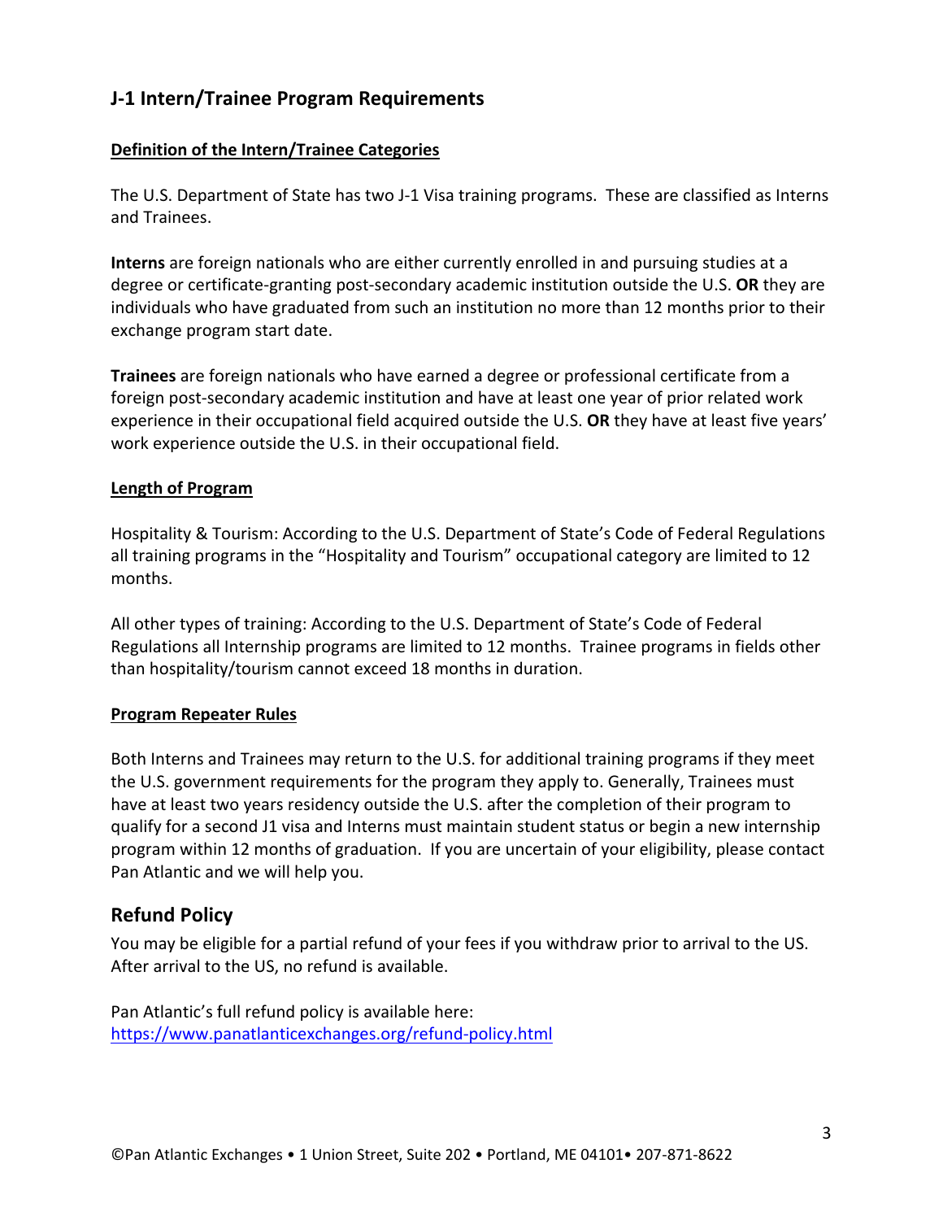## J-1 Intern/Trainee Program Requirements

**Definition of the Intern/Trainee Categories**

The U.S. Department of State has two J-1 Visa training programs. These are classified as Interns and Trainees.

**Interns** are foreign nationals who are either currently enrolled in and pursuing studies at a degree or certificate-granting post-secondary academic institution outside the U.S. **OR** they are individuals who have graduated from such an institution no more than 12 months prior to their exchange program start date.

**Trainees** are foreign nationals who have earned a degree or professional certificate from a foreign post-secondary academic institution and have at least one year of prior related work experience in their occupational field acquired outside the U.S. **OR** they have at least five years' work experience outside the U.S. in their occupational field.

**Length of Program**

Hospitality & Tourism: According to the U.S. Department of State's Code of Federal Regulations all training programs in the "Hospitality and Tourism" occupational category are limited to 12 months.

All other types of training: According to the U.S. Department of State's Code of Federal Regulations all Internship programs are limited to 12 months. Trainee programs in fields other than hospitality/tourism cannot exceed 18 months in duration.

**Program Repeater Rules**

Both Interns and Trainees may return to the U.S. for additional training programs if they meet the U.S. government requirements for the program they apply to. Generally, Trainees must have at least two years residency outside the U.S. after the completion of their program to qualify for a second J1 visa and Interns must maintain student status or begin a new internship program within 12 months of graduation. If you are uncertain of your eligibility, please contact Pan Atlantic and we will help you.

## Refund Policy

You may be eligible for a partial refund of your fees if you withdraw prior to arrival to the US. After arrival to the US, no refund is available.

Pan Atlantic's full refund policy is available here:
https://www.panatlanticexchanges.org/refund-policy.html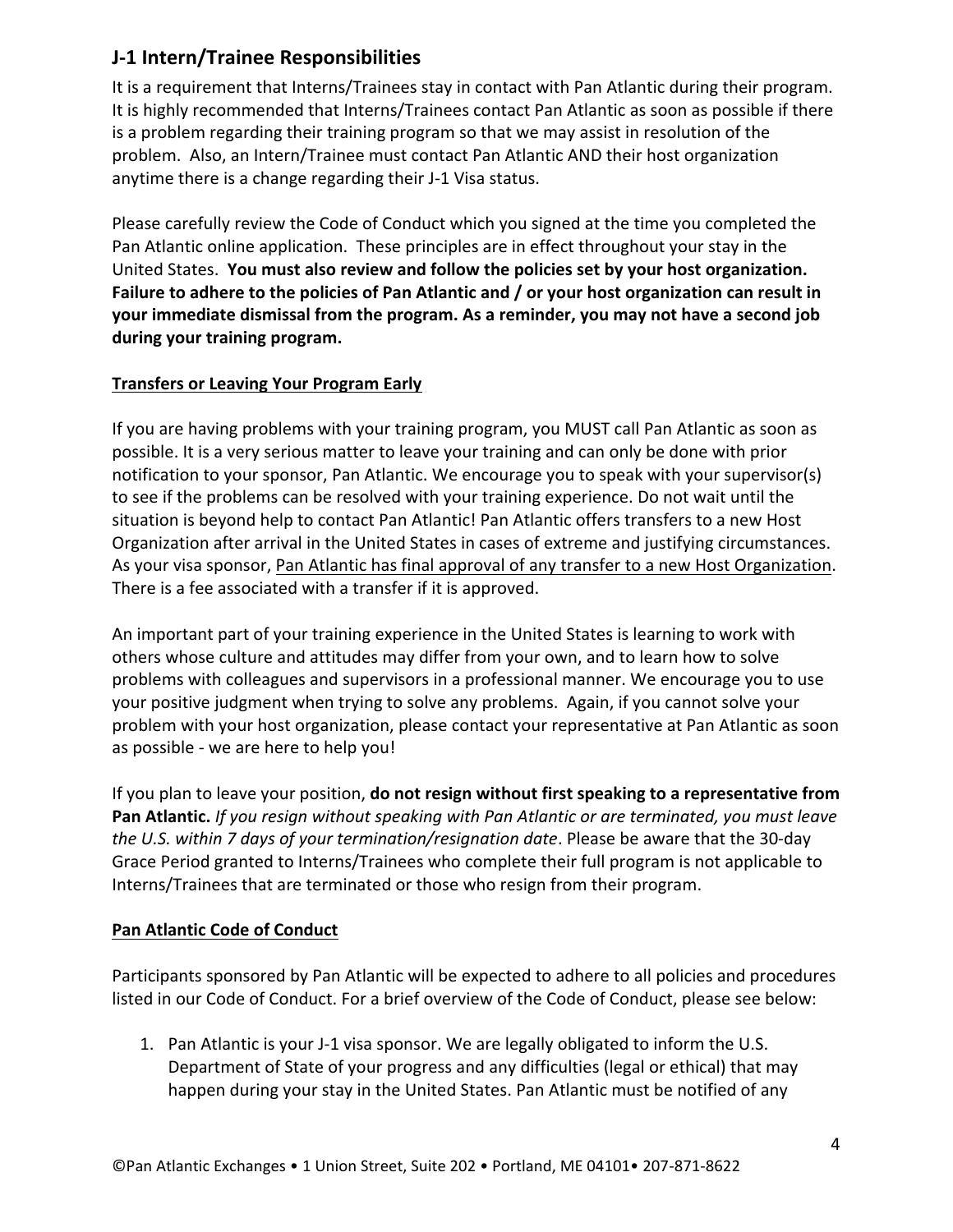## J-1 Intern/Trainee Responsibilities

It is a requirement that Interns/Trainees stay in contact with Pan Atlantic during their program. It is highly recommended that Interns/Trainees contact Pan Atlantic as soon as possible if there is a problem regarding their training program so that we may assist in resolution of the problem. Also, an Intern/Trainee must contact Pan Atlantic AND their host organization anytime there is a change regarding their J-1 Visa status.

Please carefully review the Code of Conduct which you signed at the time you completed the Pan Atlantic online application. These principles are in effect throughout your stay in the United States. **You must also review and follow the policies set by your host organization. Failure to adhere to the policies of Pan Atlantic and / or your host organization can result in your immediate dismissal from the program. As a reminder, you may not have a second job during your training program.**

### Transfers or Leaving Your Program Early

If you are having problems with your training program, you MUST call Pan Atlantic as soon as possible. It is a very serious matter to leave your training and can only be done with prior notification to your sponsor, Pan Atlantic. We encourage you to speak with your supervisor(s) to see if the problems can be resolved with your training experience. Do not wait until the situation is beyond help to contact Pan Atlantic! Pan Atlantic offers transfers to a new Host Organization after arrival in the United States in cases of extreme and justifying circumstances. As your visa sponsor, Pan Atlantic has final approval of any transfer to a new Host Organization. There is a fee associated with a transfer if it is approved.

An important part of your training experience in the United States is learning to work with others whose culture and attitudes may differ from your own, and to learn how to solve problems with colleagues and supervisors in a professional manner. We encourage you to use your positive judgment when trying to solve any problems. Again, if you cannot solve your problem with your host organization, please contact your representative at Pan Atlantic as soon as possible - we are here to help you!

If you plan to leave your position, **do not resign without first speaking to a representative from Pan Atlantic.** *If you resign without speaking with Pan Atlantic or are terminated, you must leave the U.S. within 7 days of your termination/resignation date*. Please be aware that the 30-day Grace Period granted to Interns/Trainees who complete their full program is not applicable to Interns/Trainees that are terminated or those who resign from their program.

### Pan Atlantic Code of Conduct

Participants sponsored by Pan Atlantic will be expected to adhere to all policies and procedures listed in our Code of Conduct. For a brief overview of the Code of Conduct, please see below:

1. Pan Atlantic is your J-1 visa sponsor. We are legally obligated to inform the U.S. Department of State of your progress and any difficulties (legal or ethical) that may happen during your stay in the United States. Pan Atlantic must be notified of any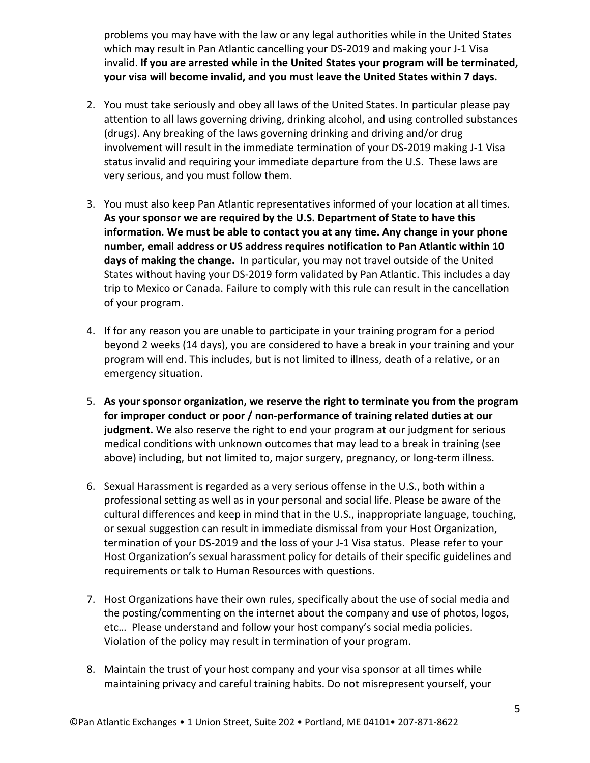problems you may have with the law or any legal authorities while in the United States which may result in Pan Atlantic cancelling your DS-2019 and making your J-1 Visa invalid. **If you are arrested while in the United States your program will be terminated, your visa will become invalid, and you must leave the United States within 7 days.**

2. You must take seriously and obey all laws of the United States. In particular please pay attention to all laws governing driving, drinking alcohol, and using controlled substances (drugs). Any breaking of the laws governing drinking and driving and/or drug involvement will result in the immediate termination of your DS-2019 making J-1 Visa status invalid and requiring your immediate departure from the U.S. These laws are very serious, and you must follow them.

3. You must also keep Pan Atlantic representatives informed of your location at all times. **As your sponsor we are required by the U.S. Department of State to have this information**. **We must be able to contact you at any time. Any change in your phone number, email address or US address requires notification to Pan Atlantic within 10 days of making the change.** In particular, you may not travel outside of the United States without having your DS-2019 form validated by Pan Atlantic. This includes a day trip to Mexico or Canada. Failure to comply with this rule can result in the cancellation of your program.

4. If for any reason you are unable to participate in your training program for a period beyond 2 weeks (14 days), you are considered to have a break in your training and your program will end. This includes, but is not limited to illness, death of a relative, or an emergency situation.

5. **As your sponsor organization, we reserve the right to terminate you from the program for improper conduct or poor / non-performance of training related duties at our judgment.** We also reserve the right to end your program at our judgment for serious medical conditions with unknown outcomes that may lead to a break in training (see above) including, but not limited to, major surgery, pregnancy, or long-term illness.

6. Sexual Harassment is regarded as a very serious offense in the U.S., both within a professional setting as well as in your personal and social life. Please be aware of the cultural differences and keep in mind that in the U.S., inappropriate language, touching, or sexual suggestion can result in immediate dismissal from your Host Organization, termination of your DS-2019 and the loss of your J-1 Visa status. Please refer to your Host Organization's sexual harassment policy for details of their specific guidelines and requirements or talk to Human Resources with questions.

7. Host Organizations have their own rules, specifically about the use of social media and the posting/commenting on the internet about the company and use of photos, logos, etc… Please understand and follow your host company's social media policies. Violation of the policy may result in termination of your program.

8. Maintain the trust of your host company and your visa sponsor at all times while maintaining privacy and careful training habits. Do not misrepresent yourself, your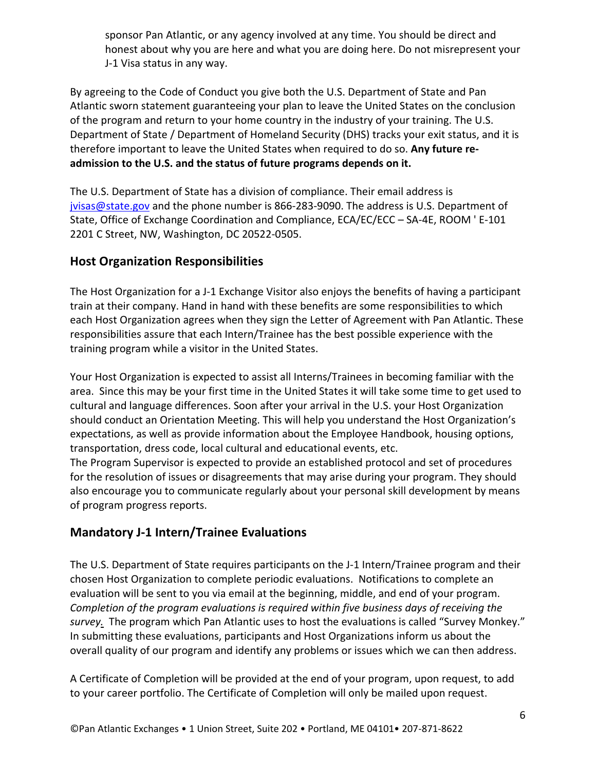sponsor Pan Atlantic, or any agency involved at any time. You should be direct and honest about why you are here and what you are doing here. Do not misrepresent your J-1 Visa status in any way.

By agreeing to the Code of Conduct you give both the U.S. Department of State and Pan Atlantic sworn statement guaranteeing your plan to leave the United States on the conclusion of the program and return to your home country in the industry of your training. The U.S. Department of State / Department of Homeland Security (DHS) tracks your exit status, and it is therefore important to leave the United States when required to do so. **Any future re-admission to the U.S. and the status of future programs depends on it.**

The U.S. Department of State has a division of compliance. Their email address is jvisas@state.gov and the phone number is 866-283-9090. The address is U.S. Department of State, Office of Exchange Coordination and Compliance, ECA/EC/ECC – SA-4E, ROOM ' E-101 2201 C Street, NW, Washington, DC 20522-0505.

## Host Organization Responsibilities

The Host Organization for a J-1 Exchange Visitor also enjoys the benefits of having a participant train at their company. Hand in hand with these benefits are some responsibilities to which each Host Organization agrees when they sign the Letter of Agreement with Pan Atlantic. These responsibilities assure that each Intern/Trainee has the best possible experience with the training program while a visitor in the United States.

Your Host Organization is expected to assist all Interns/Trainees in becoming familiar with the area. Since this may be your first time in the United States it will take some time to get used to cultural and language differences. Soon after your arrival in the U.S. your Host Organization should conduct an Orientation Meeting. This will help you understand the Host Organization's expectations, as well as provide information about the Employee Handbook, housing options, transportation, dress code, local cultural and educational events, etc.
The Program Supervisor is expected to provide an established protocol and set of procedures for the resolution of issues or disagreements that may arise during your program. They should also encourage you to communicate regularly about your personal skill development by means of program progress reports.

## Mandatory J-1 Intern/Trainee Evaluations

The U.S. Department of State requires participants on the J-1 Intern/Trainee program and their chosen Host Organization to complete periodic evaluations. Notifications to complete an evaluation will be sent to you via email at the beginning, middle, and end of your program. *Completion of the program evaluations is required within five business days of receiving the survey.* The program which Pan Atlantic uses to host the evaluations is called "Survey Monkey." In submitting these evaluations, participants and Host Organizations inform us about the overall quality of our program and identify any problems or issues which we can then address.

A Certificate of Completion will be provided at the end of your program, upon request, to add to your career portfolio. The Certificate of Completion will only be mailed upon request.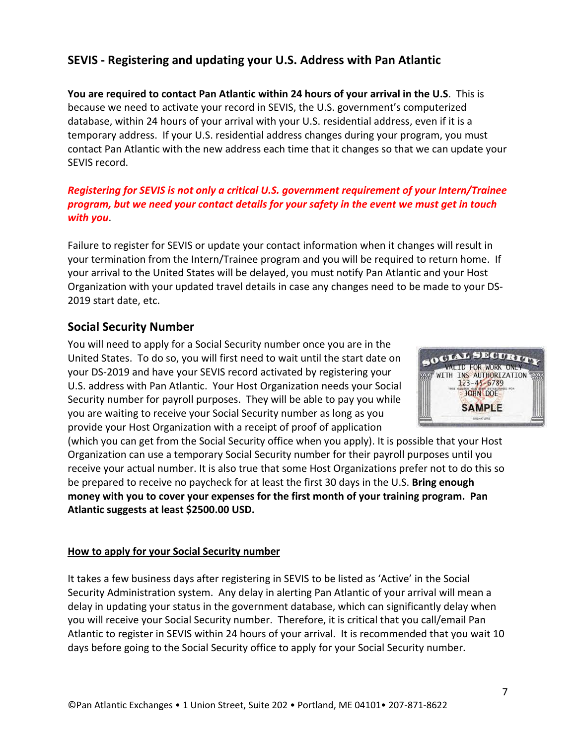## SEVIS - Registering and updating your U.S. Address with Pan Atlantic

**You are required to contact Pan Atlantic within 24 hours of your arrival in the U.S**. This is because we need to activate your record in SEVIS, the U.S. government's computerized database, within 24 hours of your arrival with your U.S. residential address, even if it is a temporary address. If your U.S. residential address changes during your program, you must contact Pan Atlantic with the new address each time that it changes so that we can update your SEVIS record.

***Registering for SEVIS is not only a critical U.S. government requirement of your Intern/Trainee program, but we need your contact details for your safety in the event we must get in touch with you.***

Failure to register for SEVIS or update your contact information when it changes will result in your termination from the Intern/Trainee program and you will be required to return home. If your arrival to the United States will be delayed, you must notify Pan Atlantic and your Host Organization with your updated travel details in case any changes need to be made to your DS-2019 start date, etc.

## Social Security Number

You will need to apply for a Social Security number once you are in the United States. To do so, you will first need to wait until the start date on your DS-2019 and have your SEVIS record activated by registering your U.S. address with Pan Atlantic. Your Host Organization needs your Social Security number for payroll purposes. They will be able to pay you while you are waiting to receive your Social Security number as long as you provide your Host Organization with a receipt of proof of application (which you can get from the Social Security office when you apply). It is possible that your Host Organization can use a temporary Social Security number for their payroll purposes until you receive your actual number. It is also true that some Host Organizations prefer not to do this so be prepared to receive no paycheck for at least the first 30 days in the U.S. **Bring enough money with you to cover your expenses for the first month of your training program. Pan Atlantic suggests at least $2500.00 USD.**

### How to apply for your Social Security number

It takes a few business days after registering in SEVIS to be listed as 'Active' in the Social Security Administration system. Any delay in alerting Pan Atlantic of your arrival will mean a delay in updating your status in the government database, which can significantly delay when you will receive your Social Security number. Therefore, it is critical that you call/email Pan Atlantic to register in SEVIS within 24 hours of your arrival. It is recommended that you wait 10 days before going to the Social Security office to apply for your Social Security number.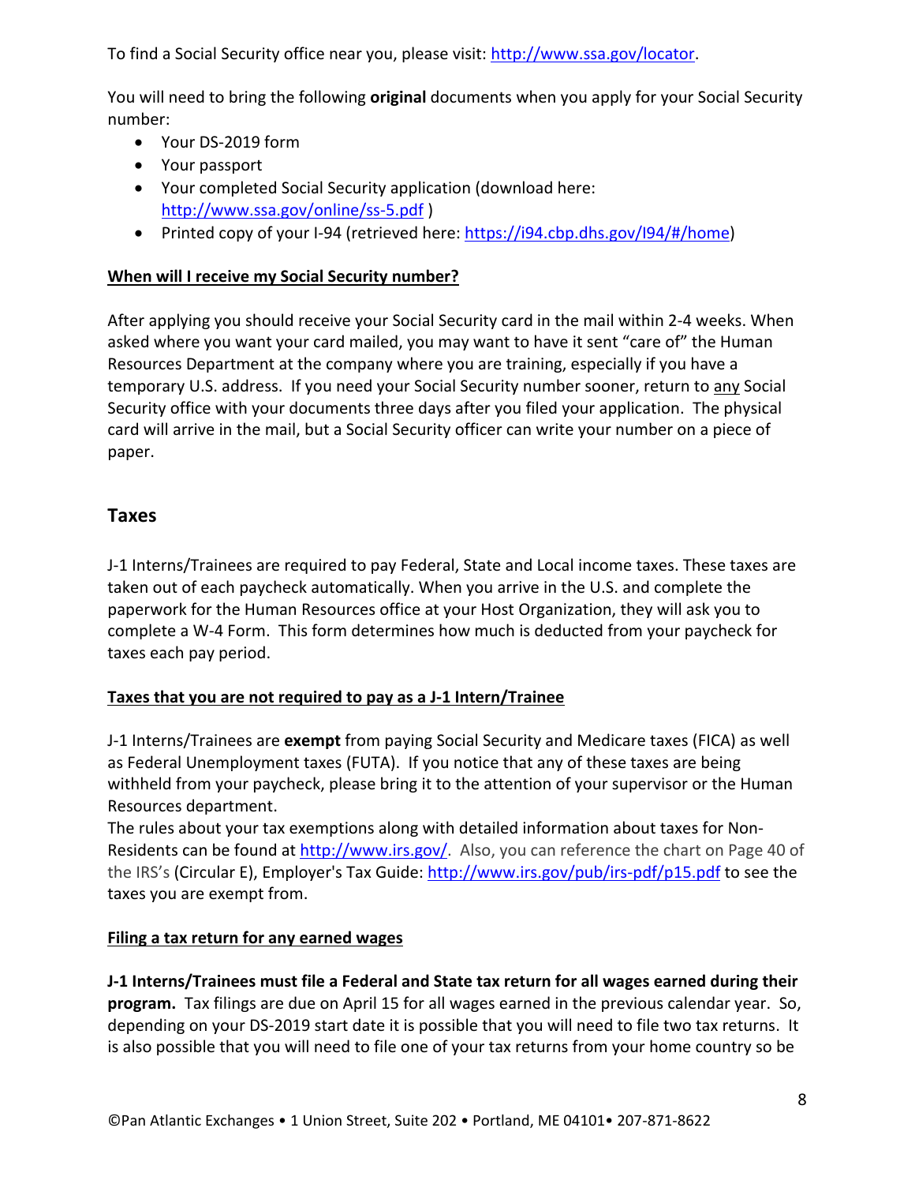To find a Social Security office near you, please visit: http://www.ssa.gov/locator.

You will need to bring the following **original** documents when you apply for your Social Security number:

- Your DS-2019 form
- Your passport
- Your completed Social Security application (download here: http://www.ssa.gov/online/ss-5.pdf )
- Printed copy of your I-94 (retrieved here: https://i94.cbp.dhs.gov/I94/#/home)

**When will I receive my Social Security number?**

After applying you should receive your Social Security card in the mail within 2-4 weeks. When asked where you want your card mailed, you may want to have it sent "care of" the Human Resources Department at the company where you are training, especially if you have a temporary U.S. address. If you need your Social Security number sooner, return to any Social Security office with your documents three days after you filed your application. The physical card will arrive in the mail, but a Social Security officer can write your number on a piece of paper.

## Taxes

J-1 Interns/Trainees are required to pay Federal, State and Local income taxes. These taxes are taken out of each paycheck automatically. When you arrive in the U.S. and complete the paperwork for the Human Resources office at your Host Organization, they will ask you to complete a W-4 Form. This form determines how much is deducted from your paycheck for taxes each pay period.

**Taxes that you are not required to pay as a J-1 Intern/Trainee**

J-1 Interns/Trainees are **exempt** from paying Social Security and Medicare taxes (FICA) as well as Federal Unemployment taxes (FUTA). If you notice that any of these taxes are being withheld from your paycheck, please bring it to the attention of your supervisor or the Human Resources department.

The rules about your tax exemptions along with detailed information about taxes for Non-Residents can be found at http://www.irs.gov/. Also, you can reference the chart on Page 40 of the IRS's (Circular E), Employer's Tax Guide: http://www.irs.gov/pub/irs-pdf/p15.pdf to see the taxes you are exempt from.

**Filing a tax return for any earned wages**

**J-1 Interns/Trainees must file a Federal and State tax return for all wages earned during their program.** Tax filings are due on April 15 for all wages earned in the previous calendar year. So, depending on your DS-2019 start date it is possible that you will need to file two tax returns. It is also possible that you will need to file one of your tax returns from your home country so be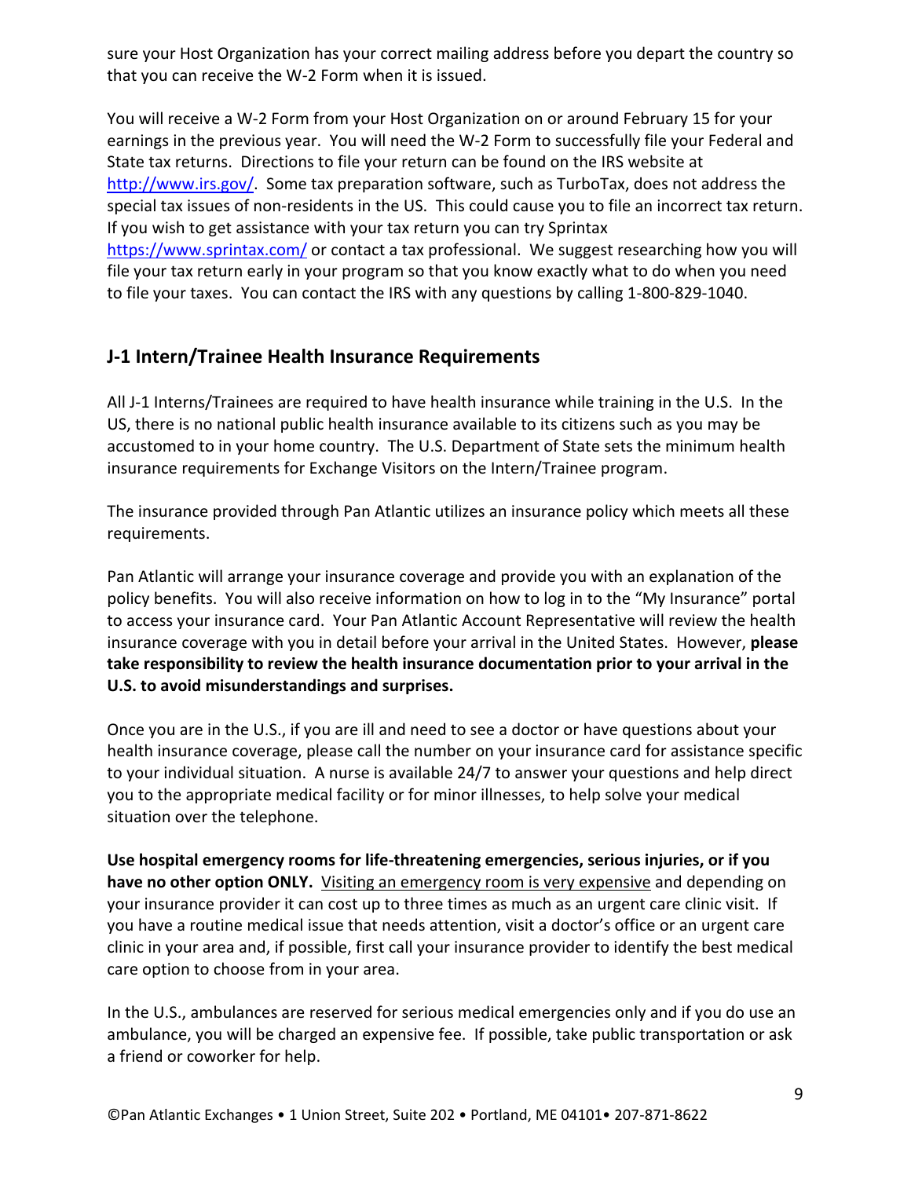sure your Host Organization has your correct mailing address before you depart the country so that you can receive the W-2 Form when it is issued.

You will receive a W-2 Form from your Host Organization on or around February 15 for your earnings in the previous year. You will need the W-2 Form to successfully file your Federal and State tax returns. Directions to file your return can be found on the IRS website at http://www.irs.gov/. Some tax preparation software, such as TurboTax, does not address the special tax issues of non-residents in the US. This could cause you to file an incorrect tax return. If you wish to get assistance with your tax return you can try Sprintax https://www.sprintax.com/ or contact a tax professional. We suggest researching how you will file your tax return early in your program so that you know exactly what to do when you need to file your taxes. You can contact the IRS with any questions by calling 1-800-829-1040.

## J-1 Intern/Trainee Health Insurance Requirements

All J-1 Interns/Trainees are required to have health insurance while training in the U.S. In the US, there is no national public health insurance available to its citizens such as you may be accustomed to in your home country. The U.S. Department of State sets the minimum health insurance requirements for Exchange Visitors on the Intern/Trainee program.

The insurance provided through Pan Atlantic utilizes an insurance policy which meets all these requirements.

Pan Atlantic will arrange your insurance coverage and provide you with an explanation of the policy benefits. You will also receive information on how to log in to the "My Insurance" portal to access your insurance card. Your Pan Atlantic Account Representative will review the health insurance coverage with you in detail before your arrival in the United States. However, **please take responsibility to review the health insurance documentation prior to your arrival in the U.S. to avoid misunderstandings and surprises.**

Once you are in the U.S., if you are ill and need to see a doctor or have questions about your health insurance coverage, please call the number on your insurance card for assistance specific to your individual situation. A nurse is available 24/7 to answer your questions and help direct you to the appropriate medical facility or for minor illnesses, to help solve your medical situation over the telephone.

**Use hospital emergency rooms for life-threatening emergencies, serious injuries, or if you have no other option ONLY.** Visiting an emergency room is very expensive and depending on your insurance provider it can cost up to three times as much as an urgent care clinic visit. If you have a routine medical issue that needs attention, visit a doctor's office or an urgent care clinic in your area and, if possible, first call your insurance provider to identify the best medical care option to choose from in your area.

In the U.S., ambulances are reserved for serious medical emergencies only and if you do use an ambulance, you will be charged an expensive fee. If possible, take public transportation or ask a friend or coworker for help.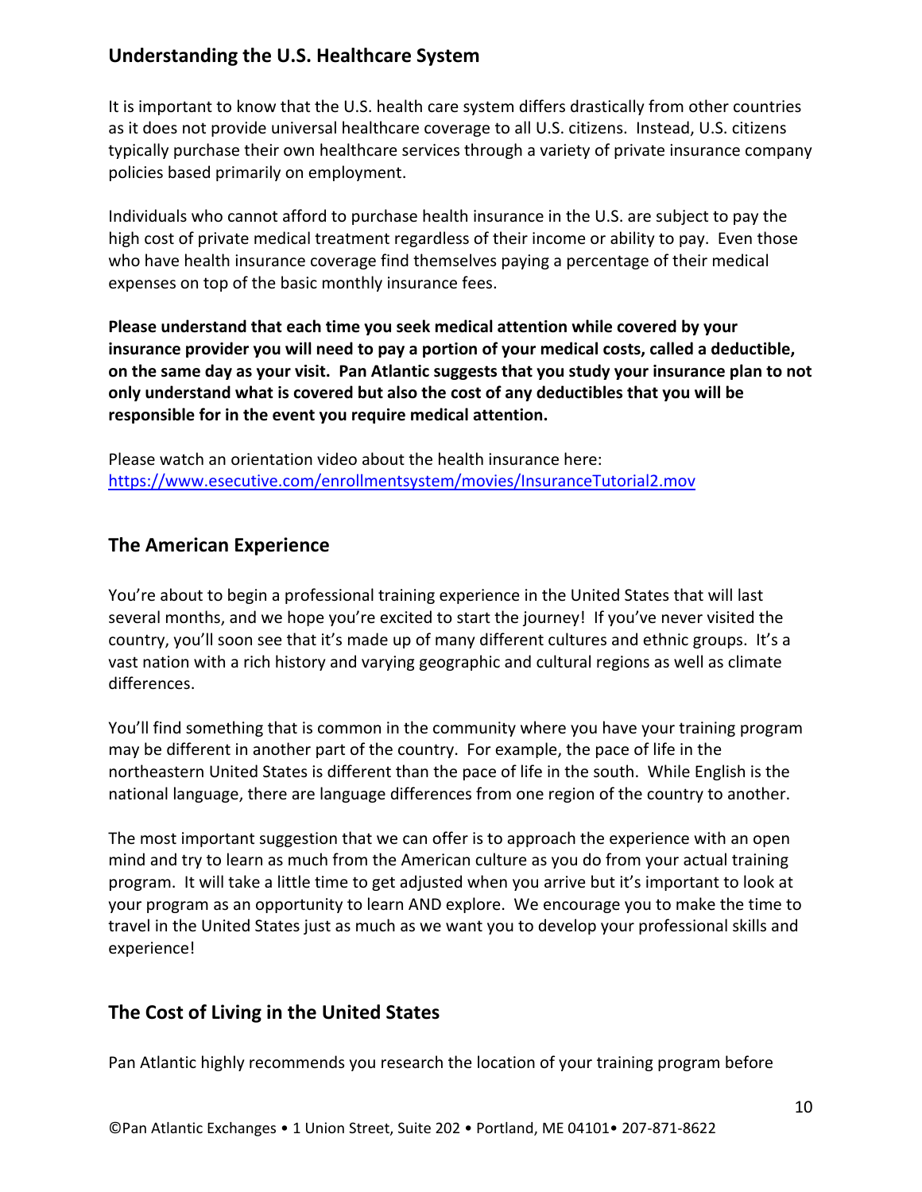## Understanding the U.S. Healthcare System

It is important to know that the U.S. health care system differs drastically from other countries as it does not provide universal healthcare coverage to all U.S. citizens. Instead, U.S. citizens typically purchase their own healthcare services through a variety of private insurance company policies based primarily on employment.

Individuals who cannot afford to purchase health insurance in the U.S. are subject to pay the high cost of private medical treatment regardless of their income or ability to pay. Even those who have health insurance coverage find themselves paying a percentage of their medical expenses on top of the basic monthly insurance fees.

**Please understand that each time you seek medical attention while covered by your insurance provider you will need to pay a portion of your medical costs, called a deductible, on the same day as your visit. Pan Atlantic suggests that you study your insurance plan to not only understand what is covered but also the cost of any deductibles that you will be responsible for in the event you require medical attention.**

Please watch an orientation video about the health insurance here: https://www.esecutive.com/enrollmentsystem/movies/InsuranceTutorial2.mov

## The American Experience

You're about to begin a professional training experience in the United States that will last several months, and we hope you're excited to start the journey! If you've never visited the country, you'll soon see that it's made up of many different cultures and ethnic groups. It's a vast nation with a rich history and varying geographic and cultural regions as well as climate differences.

You'll find something that is common in the community where you have your training program may be different in another part of the country. For example, the pace of life in the northeastern United States is different than the pace of life in the south. While English is the national language, there are language differences from one region of the country to another.

The most important suggestion that we can offer is to approach the experience with an open mind and try to learn as much from the American culture as you do from your actual training program. It will take a little time to get adjusted when you arrive but it's important to look at your program as an opportunity to learn AND explore. We encourage you to make the time to travel in the United States just as much as we want you to develop your professional skills and experience!

## The Cost of Living in the United States

Pan Atlantic highly recommends you research the location of your training program before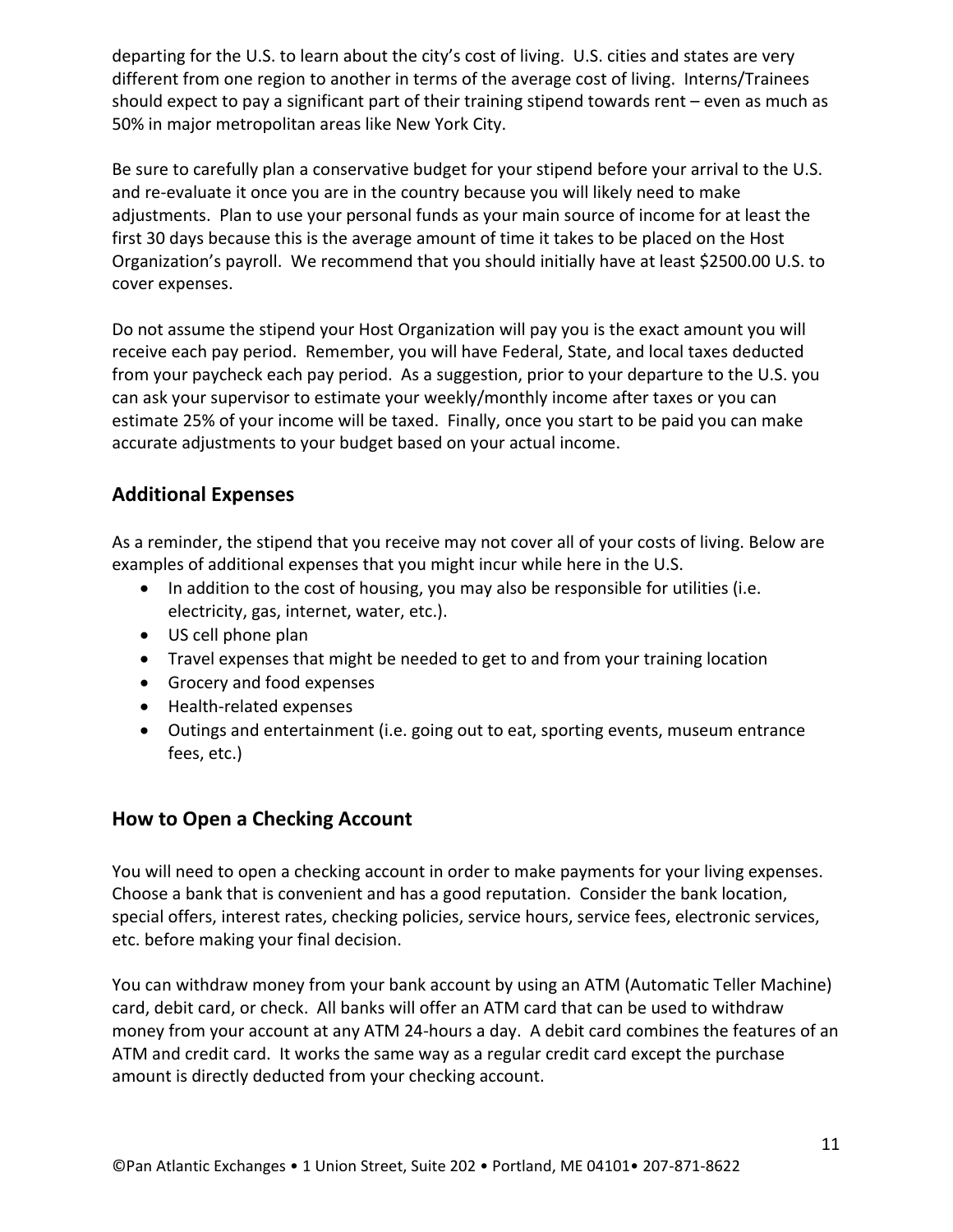departing for the U.S. to learn about the city's cost of living. U.S. cities and states are very different from one region to another in terms of the average cost of living. Interns/Trainees should expect to pay a significant part of their training stipend towards rent – even as much as 50% in major metropolitan areas like New York City.

Be sure to carefully plan a conservative budget for your stipend before your arrival to the U.S. and re-evaluate it once you are in the country because you will likely need to make adjustments. Plan to use your personal funds as your main source of income for at least the first 30 days because this is the average amount of time it takes to be placed on the Host Organization's payroll. We recommend that you should initially have at least $2500.00 U.S. to cover expenses.

Do not assume the stipend your Host Organization will pay you is the exact amount you will receive each pay period. Remember, you will have Federal, State, and local taxes deducted from your paycheck each pay period. As a suggestion, prior to your departure to the U.S. you can ask your supervisor to estimate your weekly/monthly income after taxes or you can estimate 25% of your income will be taxed. Finally, once you start to be paid you can make accurate adjustments to your budget based on your actual income.

## Additional Expenses

As a reminder, the stipend that you receive may not cover all of your costs of living. Below are examples of additional expenses that you might incur while here in the U.S.

- In addition to the cost of housing, you may also be responsible for utilities (i.e. electricity, gas, internet, water, etc.).
- US cell phone plan
- Travel expenses that might be needed to get to and from your training location
- Grocery and food expenses
- Health-related expenses
- Outings and entertainment (i.e. going out to eat, sporting events, museum entrance fees, etc.)

## How to Open a Checking Account

You will need to open a checking account in order to make payments for your living expenses. Choose a bank that is convenient and has a good reputation. Consider the bank location, special offers, interest rates, checking policies, service hours, service fees, electronic services, etc. before making your final decision.

You can withdraw money from your bank account by using an ATM (Automatic Teller Machine) card, debit card, or check. All banks will offer an ATM card that can be used to withdraw money from your account at any ATM 24-hours a day. A debit card combines the features of an ATM and credit card. It works the same way as a regular credit card except the purchase amount is directly deducted from your checking account.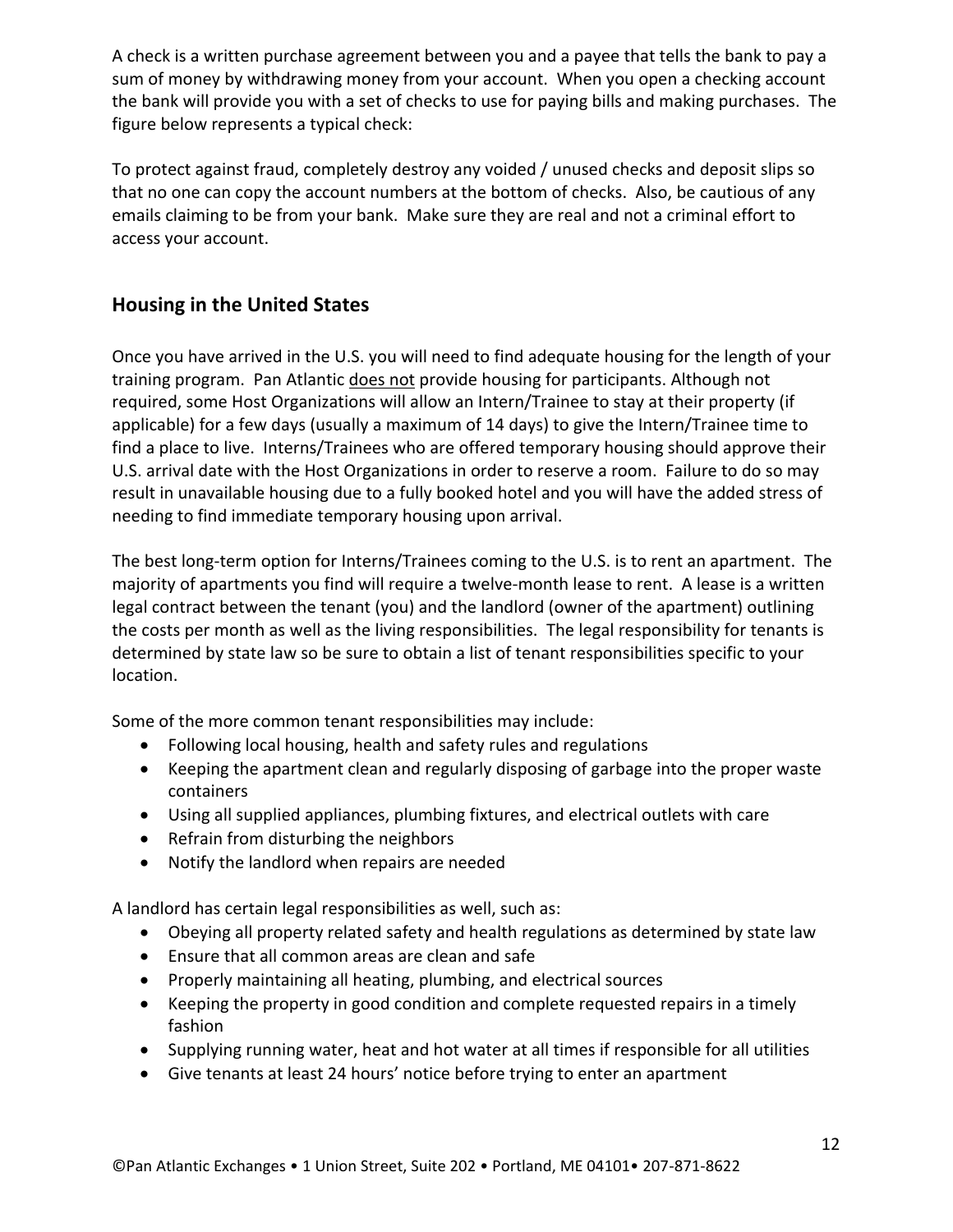A check is a written purchase agreement between you and a payee that tells the bank to pay a sum of money by withdrawing money from your account. When you open a checking account the bank will provide you with a set of checks to use for paying bills and making purchases. The figure below represents a typical check:

To protect against fraud, completely destroy any voided / unused checks and deposit slips so that no one can copy the account numbers at the bottom of checks. Also, be cautious of any emails claiming to be from your bank. Make sure they are real and not a criminal effort to access your account.

## Housing in the United States

Once you have arrived in the U.S. you will need to find adequate housing for the length of your training program. Pan Atlantic does not provide housing for participants. Although not required, some Host Organizations will allow an Intern/Trainee to stay at their property (if applicable) for a few days (usually a maximum of 14 days) to give the Intern/Trainee time to find a place to live. Interns/Trainees who are offered temporary housing should approve their U.S. arrival date with the Host Organizations in order to reserve a room. Failure to do so may result in unavailable housing due to a fully booked hotel and you will have the added stress of needing to find immediate temporary housing upon arrival.

The best long-term option for Interns/Trainees coming to the U.S. is to rent an apartment. The majority of apartments you find will require a twelve-month lease to rent. A lease is a written legal contract between the tenant (you) and the landlord (owner of the apartment) outlining the costs per month as well as the living responsibilities. The legal responsibility for tenants is determined by state law so be sure to obtain a list of tenant responsibilities specific to your location.

Some of the more common tenant responsibilities may include:

- Following local housing, health and safety rules and regulations
- Keeping the apartment clean and regularly disposing of garbage into the proper waste containers
- Using all supplied appliances, plumbing fixtures, and electrical outlets with care
- Refrain from disturbing the neighbors
- Notify the landlord when repairs are needed

A landlord has certain legal responsibilities as well, such as:

- Obeying all property related safety and health regulations as determined by state law
- Ensure that all common areas are clean and safe
- Properly maintaining all heating, plumbing, and electrical sources
- Keeping the property in good condition and complete requested repairs in a timely fashion
- Supplying running water, heat and hot water at all times if responsible for all utilities
- Give tenants at least 24 hours' notice before trying to enter an apartment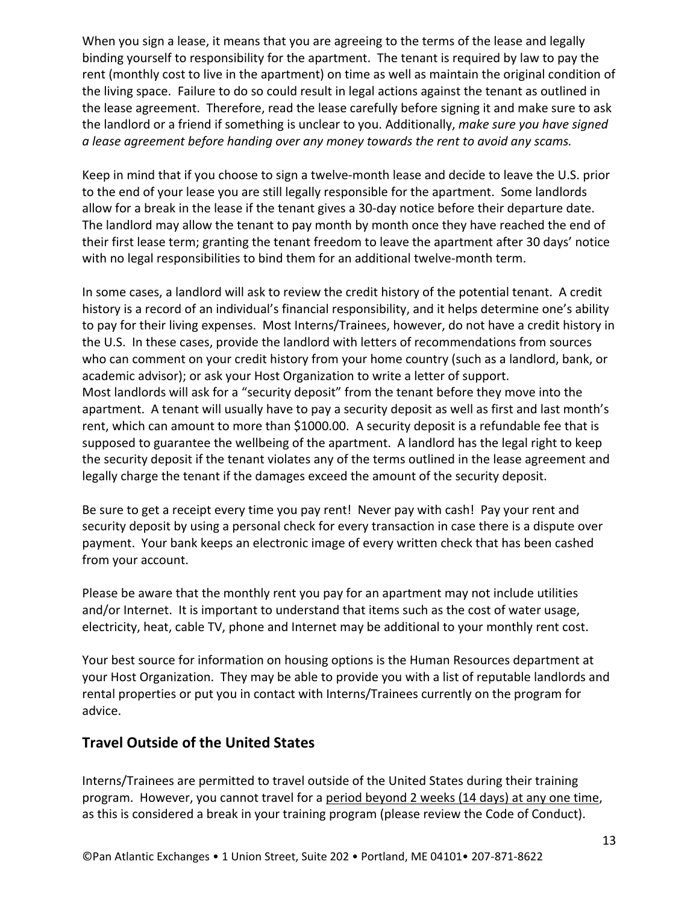When you sign a lease, it means that you are agreeing to the terms of the lease and legally binding yourself to responsibility for the apartment. The tenant is required by law to pay the rent (monthly cost to live in the apartment) on time as well as maintain the original condition of the living space. Failure to do so could result in legal actions against the tenant as outlined in the lease agreement. Therefore, read the lease carefully before signing it and make sure to ask the landlord or a friend if something is unclear to you. Additionally, *make sure you have signed a lease agreement before handing over any money towards the rent to avoid any scams.*

Keep in mind that if you choose to sign a twelve-month lease and decide to leave the U.S. prior to the end of your lease you are still legally responsible for the apartment. Some landlords allow for a break in the lease if the tenant gives a 30-day notice before their departure date. The landlord may allow the tenant to pay month by month once they have reached the end of their first lease term; granting the tenant freedom to leave the apartment after 30 days' notice with no legal responsibilities to bind them for an additional twelve-month term.

In some cases, a landlord will ask to review the credit history of the potential tenant. A credit history is a record of an individual's financial responsibility, and it helps determine one's ability to pay for their living expenses. Most Interns/Trainees, however, do not have a credit history in the U.S. In these cases, provide the landlord with letters of recommendations from sources who can comment on your credit history from your home country (such as a landlord, bank, or academic advisor); or ask your Host Organization to write a letter of support.
Most landlords will ask for a "security deposit" from the tenant before they move into the apartment. A tenant will usually have to pay a security deposit as well as first and last month's rent, which can amount to more than $1000.00. A security deposit is a refundable fee that is supposed to guarantee the wellbeing of the apartment. A landlord has the legal right to keep the security deposit if the tenant violates any of the terms outlined in the lease agreement and legally charge the tenant if the damages exceed the amount of the security deposit.

Be sure to get a receipt every time you pay rent! Never pay with cash! Pay your rent and security deposit by using a personal check for every transaction in case there is a dispute over payment. Your bank keeps an electronic image of every written check that has been cashed from your account.

Please be aware that the monthly rent you pay for an apartment may not include utilities and/or Internet. It is important to understand that items such as the cost of water usage, electricity, heat, cable TV, phone and Internet may be additional to your monthly rent cost.

Your best source for information on housing options is the Human Resources department at your Host Organization. They may be able to provide you with a list of reputable landlords and rental properties or put you in contact with Interns/Trainees currently on the program for advice.

## Travel Outside of the United States

Interns/Trainees are permitted to travel outside of the United States during their training program. However, you cannot travel for a period beyond 2 weeks (14 days) at any one time, as this is considered a break in your training program (please review the Code of Conduct).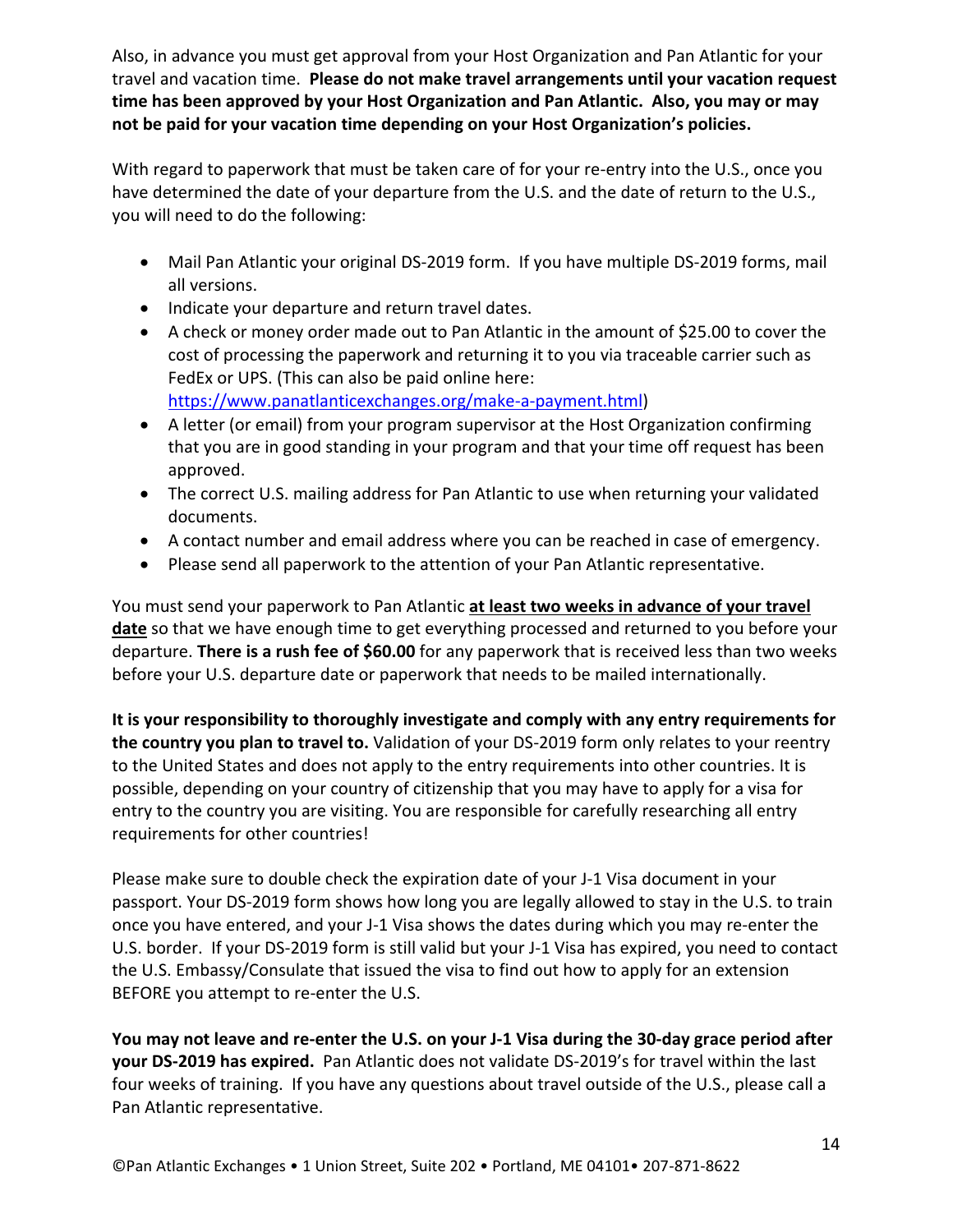Also, in advance you must get approval from your Host Organization and Pan Atlantic for your travel and vacation time. **Please do not make travel arrangements until your vacation request time has been approved by your Host Organization and Pan Atlantic. Also, you may or may not be paid for your vacation time depending on your Host Organization's policies.**

With regard to paperwork that must be taken care of for your re-entry into the U.S., once you have determined the date of your departure from the U.S. and the date of return to the U.S., you will need to do the following:

- Mail Pan Atlantic your original DS-2019 form. If you have multiple DS-2019 forms, mail all versions.
- Indicate your departure and return travel dates.
- A check or money order made out to Pan Atlantic in the amount of $25.00 to cover the cost of processing the paperwork and returning it to you via traceable carrier such as FedEx or UPS. (This can also be paid online here: https://www.panatlanticexchanges.org/make-a-payment.html)
- A letter (or email) from your program supervisor at the Host Organization confirming that you are in good standing in your program and that your time off request has been approved.
- The correct U.S. mailing address for Pan Atlantic to use when returning your validated documents.
- A contact number and email address where you can be reached in case of emergency.
- Please send all paperwork to the attention of your Pan Atlantic representative.

You must send your paperwork to Pan Atlantic **at least two weeks in advance of your travel date** so that we have enough time to get everything processed and returned to you before your departure. **There is a rush fee of $60.00** for any paperwork that is received less than two weeks before your U.S. departure date or paperwork that needs to be mailed internationally.

**It is your responsibility to thoroughly investigate and comply with any entry requirements for the country you plan to travel to.** Validation of your DS-2019 form only relates to your reentry to the United States and does not apply to the entry requirements into other countries. It is possible, depending on your country of citizenship that you may have to apply for a visa for entry to the country you are visiting. You are responsible for carefully researching all entry requirements for other countries!

Please make sure to double check the expiration date of your J-1 Visa document in your passport. Your DS-2019 form shows how long you are legally allowed to stay in the U.S. to train once you have entered, and your J-1 Visa shows the dates during which you may re-enter the U.S. border. If your DS-2019 form is still valid but your J-1 Visa has expired, you need to contact the U.S. Embassy/Consulate that issued the visa to find out how to apply for an extension BEFORE you attempt to re-enter the U.S.

**You may not leave and re-enter the U.S. on your J-1 Visa during the 30-day grace period after your DS-2019 has expired.** Pan Atlantic does not validate DS-2019's for travel within the last four weeks of training. If you have any questions about travel outside of the U.S., please call a Pan Atlantic representative.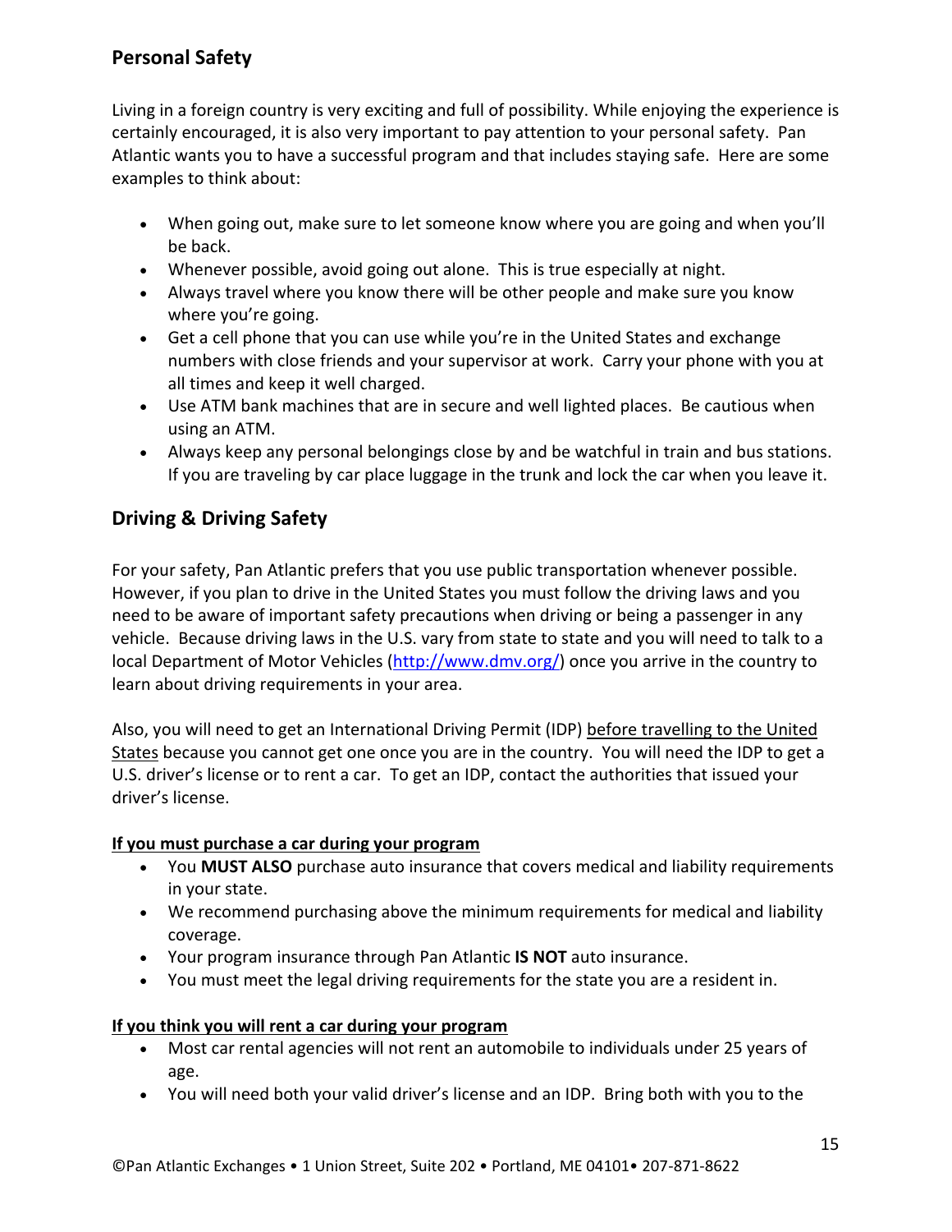## Personal Safety

Living in a foreign country is very exciting and full of possibility. While enjoying the experience is certainly encouraged, it is also very important to pay attention to your personal safety. Pan Atlantic wants you to have a successful program and that includes staying safe. Here are some examples to think about:

- When going out, make sure to let someone know where you are going and when you'll be back.
- Whenever possible, avoid going out alone. This is true especially at night.
- Always travel where you know there will be other people and make sure you know where you're going.
- Get a cell phone that you can use while you're in the United States and exchange numbers with close friends and your supervisor at work. Carry your phone with you at all times and keep it well charged.
- Use ATM bank machines that are in secure and well lighted places. Be cautious when using an ATM.
- Always keep any personal belongings close by and be watchful in train and bus stations. If you are traveling by car place luggage in the trunk and lock the car when you leave it.

## Driving & Driving Safety

For your safety, Pan Atlantic prefers that you use public transportation whenever possible. However, if you plan to drive in the United States you must follow the driving laws and you need to be aware of important safety precautions when driving or being a passenger in any vehicle. Because driving laws in the U.S. vary from state to state and you will need to talk to a local Department of Motor Vehicles (http://www.dmv.org/) once you arrive in the country to learn about driving requirements in your area.

Also, you will need to get an International Driving Permit (IDP) before travelling to the United States because you cannot get one once you are in the country. You will need the IDP to get a U.S. driver's license or to rent a car. To get an IDP, contact the authorities that issued your driver's license.

**If you must purchase a car during your program**

- You **MUST ALSO** purchase auto insurance that covers medical and liability requirements in your state.
- We recommend purchasing above the minimum requirements for medical and liability coverage.
- Your program insurance through Pan Atlantic **IS NOT** auto insurance.
- You must meet the legal driving requirements for the state you are a resident in.

**If you think you will rent a car during your program**

- Most car rental agencies will not rent an automobile to individuals under 25 years of age.
- You will need both your valid driver's license and an IDP. Bring both with you to the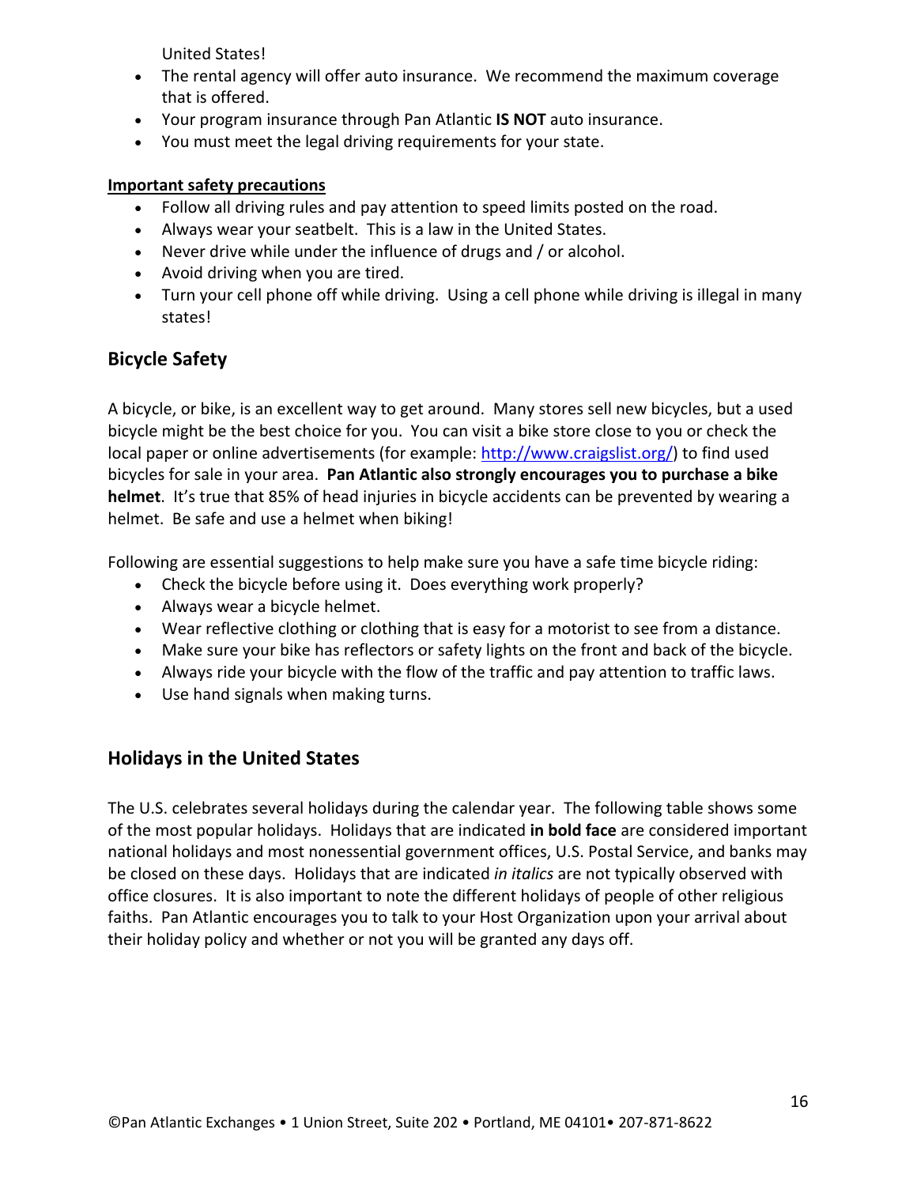United States!

- The rental agency will offer auto insurance. We recommend the maximum coverage that is offered.
- Your program insurance through Pan Atlantic **IS NOT** auto insurance.
- You must meet the legal driving requirements for your state.

**Important safety precautions**

- Follow all driving rules and pay attention to speed limits posted on the road.
- Always wear your seatbelt. This is a law in the United States.
- Never drive while under the influence of drugs and / or alcohol.
- Avoid driving when you are tired.
- Turn your cell phone off while driving. Using a cell phone while driving is illegal in many states!

## Bicycle Safety

A bicycle, or bike, is an excellent way to get around. Many stores sell new bicycles, but a used bicycle might be the best choice for you. You can visit a bike store close to you or check the local paper or online advertisements (for example: [http://www.craigslist.org/](http://www.craigslist.org/)) to find used bicycles for sale in your area. **Pan Atlantic also strongly encourages you to purchase a bike helmet**. It's true that 85% of head injuries in bicycle accidents can be prevented by wearing a helmet. Be safe and use a helmet when biking!

Following are essential suggestions to help make sure you have a safe time bicycle riding:

- Check the bicycle before using it. Does everything work properly?
- Always wear a bicycle helmet.
- Wear reflective clothing or clothing that is easy for a motorist to see from a distance.
- Make sure your bike has reflectors or safety lights on the front and back of the bicycle.
- Always ride your bicycle with the flow of the traffic and pay attention to traffic laws.
- Use hand signals when making turns.

## Holidays in the United States

The U.S. celebrates several holidays during the calendar year. The following table shows some of the most popular holidays. Holidays that are indicated **in bold face** are considered important national holidays and most nonessential government offices, U.S. Postal Service, and banks may be closed on these days. Holidays that are indicated *in italics* are not typically observed with office closures. It is also important to note the different holidays of people of other religious faiths. Pan Atlantic encourages you to talk to your Host Organization upon your arrival about their holiday policy and whether or not you will be granted any days off.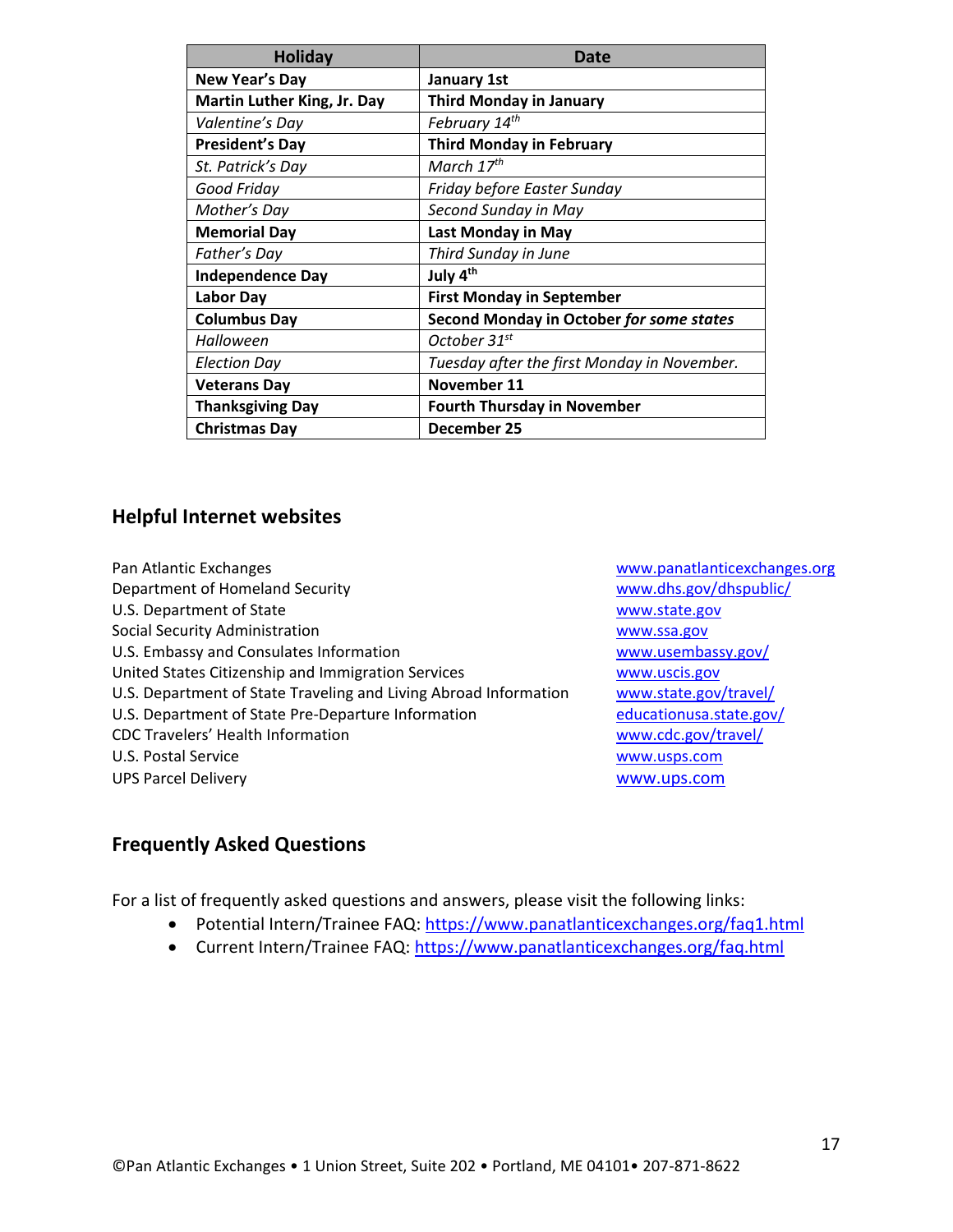| Holiday | Date |
|---|---|
| **New Year's Day** | **January 1st** |
| **Martin Luther King, Jr. Day** | **Third Monday in January** |
| *Valentine's Day* | *February 14th* |
| **President's Day** | **Third Monday in February** |
| *St. Patrick's Day* | *March 17th* |
| *Good Friday* | *Friday before Easter Sunday* |
| *Mother's Day* | *Second Sunday in May* |
| **Memorial Day** | **Last Monday in May** |
| *Father's Day* | *Third Sunday in June* |
| **Independence Day** | **July 4th** |
| **Labor Day** | **First Monday in September** |
| **Columbus Day** | **Second Monday in October *for some states*** |
| *Halloween* | *October 31st* |
| *Election Day* | *Tuesday after the first Monday in November.* |
| **Veterans Day** | **November 11** |
| **Thanksgiving Day** | **Fourth Thursday in November** |
| **Christmas Day** | **December 25** |

## Helpful Internet websites

| | |
|---|---|
| Pan Atlantic Exchanges | www.panatlanticexchanges.org |
| Department of Homeland Security | www.dhs.gov/dhspublic/ |
| U.S. Department of State | www.state.gov |
| Social Security Administration | www.ssa.gov |
| U.S. Embassy and Consulates Information | www.usembassy.gov/ |
| United States Citizenship and Immigration Services | www.uscis.gov |
| U.S. Department of State Traveling and Living Abroad Information | www.state.gov/travel/ |
| U.S. Department of State Pre-Departure Information | educationusa.state.gov/ |
| CDC Travelers' Health Information | www.cdc.gov/travel/ |
| U.S. Postal Service | www.usps.com |
| UPS Parcel Delivery | www.ups.com |

## Frequently Asked Questions

For a list of frequently asked questions and answers, please visit the following links:

- Potential Intern/Trainee FAQ: https://www.panatlanticexchanges.org/faq1.html
- Current Intern/Trainee FAQ: https://www.panatlanticexchanges.org/faq.html

©Pan Atlantic Exchanges • 1 Union Street, Suite 202 • Portland, ME 04101• 207-871-8622